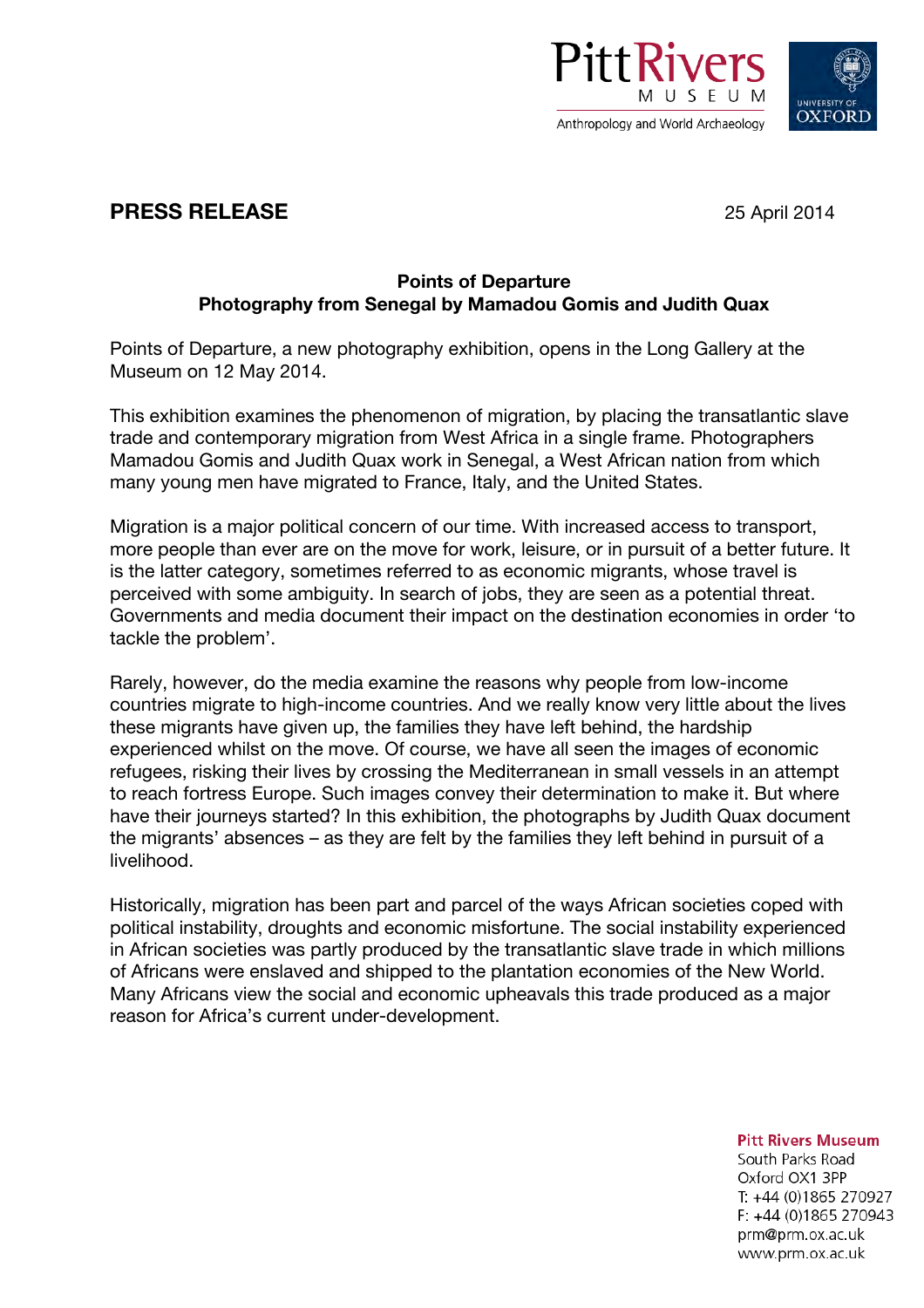Pitt Rivers Museum
Anthropology and World Archaeology

University of Oxford

**PRESS RELEASE** 25 April 2014

**Points of Departure**
**Photography from Senegal by Mamadou Gomis and Judith Quax**

Points of Departure, a new photography exhibition, opens in the Long Gallery at the Museum on 12 May 2014.

This exhibition examines the phenomenon of migration, by placing the transatlantic slave trade and contemporary migration from West Africa in a single frame. Photographers Mamadou Gomis and Judith Quax work in Senegal, a West African nation from which many young men have migrated to France, Italy, and the United States.

Migration is a major political concern of our time. With increased access to transport, more people than ever are on the move for work, leisure, or in pursuit of a better future. It is the latter category, sometimes referred to as economic migrants, whose travel is perceived with some ambiguity. In search of jobs, they are seen as a potential threat. Governments and media document their impact on the destination economies in order 'to tackle the problem'.

Rarely, however, do the media examine the reasons why people from low-income countries migrate to high-income countries. And we really know very little about the lives these migrants have given up, the families they have left behind, the hardship experienced whilst on the move. Of course, we have all seen the images of economic refugees, risking their lives by crossing the Mediterranean in small vessels in an attempt to reach fortress Europe. Such images convey their determination to make it. But where have their journeys started? In this exhibition, the photographs by Judith Quax document the migrants' absences – as they are felt by the families they left behind in pursuit of a livelihood.

Historically, migration has been part and parcel of the ways African societies coped with political instability, droughts and economic misfortune. The social instability experienced in African societies was partly produced by the transatlantic slave trade in which millions of Africans were enslaved and shipped to the plantation economies of the New World. Many Africans view the social and economic upheavals this trade produced as a major reason for Africa's current under-development.

**Pitt Rivers Museum**
South Parks Road
Oxford OX1 3PP
T: +44 (0)1865 270927
F: +44 (0)1865 270943
prm@prm.ox.ac.uk
www.prm.ox.ac.uk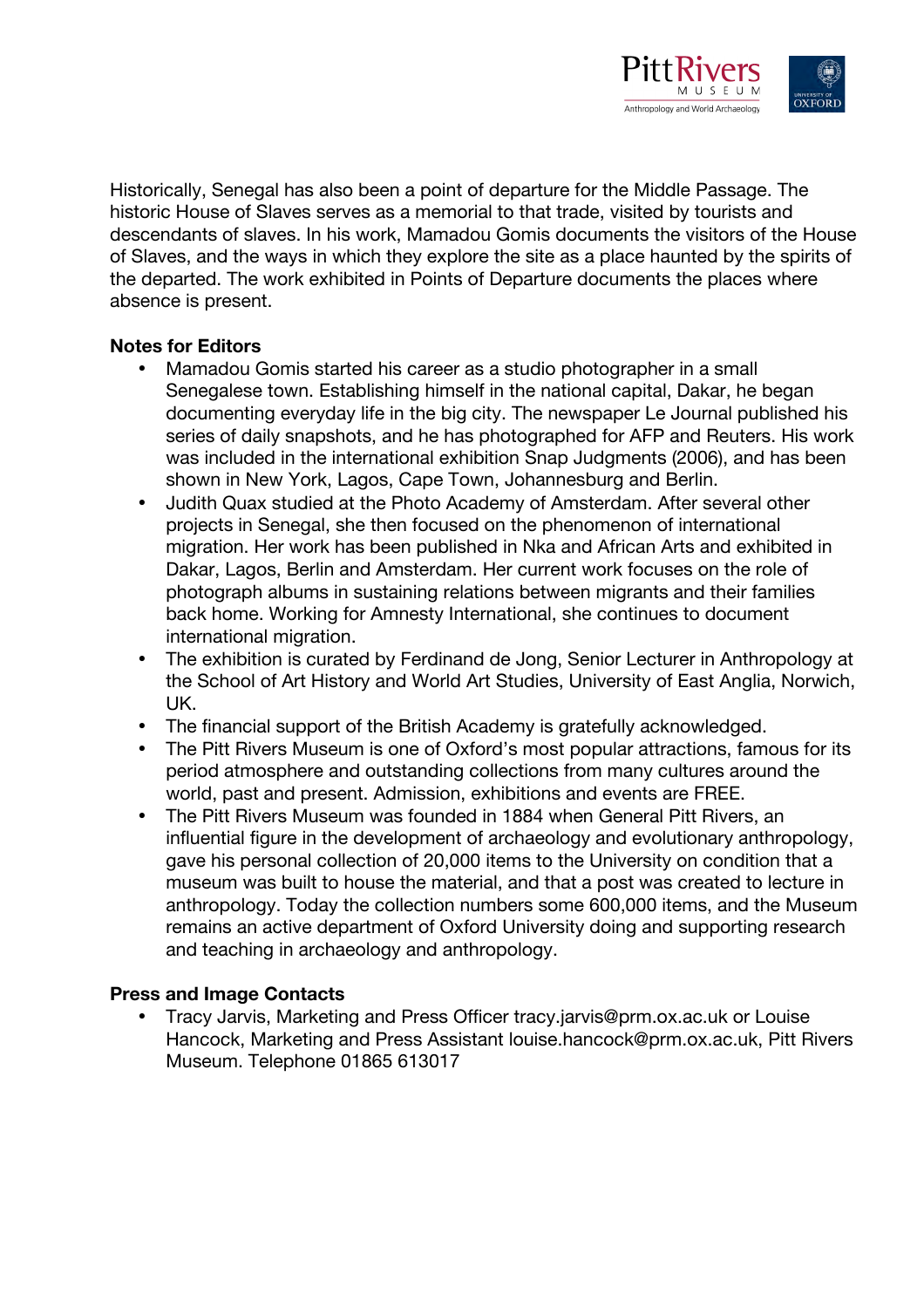Historically, Senegal has also been a point of departure for the Middle Passage. The historic House of Slaves serves as a memorial to that trade, visited by tourists and descendants of slaves. In his work, Mamadou Gomis documents the visitors of the House of Slaves, and the ways in which they explore the site as a place haunted by the spirits of the departed. The work exhibited in Points of Departure documents the places where absence is present.

**Notes for Editors**

- Mamadou Gomis started his career as a studio photographer in a small Senegalese town. Establishing himself in the national capital, Dakar, he began documenting everyday life in the big city. The newspaper Le Journal published his series of daily snapshots, and he has photographed for AFP and Reuters. His work was included in the international exhibition Snap Judgments (2006), and has been shown in New York, Lagos, Cape Town, Johannesburg and Berlin.
- Judith Quax studied at the Photo Academy of Amsterdam. After several other projects in Senegal, she then focused on the phenomenon of international migration. Her work has been published in Nka and African Arts and exhibited in Dakar, Lagos, Berlin and Amsterdam. Her current work focuses on the role of photograph albums in sustaining relations between migrants and their families back home. Working for Amnesty International, she continues to document international migration.
- The exhibition is curated by Ferdinand de Jong, Senior Lecturer in Anthropology at the School of Art History and World Art Studies, University of East Anglia, Norwich, UK.
- The financial support of the British Academy is gratefully acknowledged.
- The Pitt Rivers Museum is one of Oxford's most popular attractions, famous for its period atmosphere and outstanding collections from many cultures around the world, past and present. Admission, exhibitions and events are FREE.
- The Pitt Rivers Museum was founded in 1884 when General Pitt Rivers, an influential figure in the development of archaeology and evolutionary anthropology, gave his personal collection of 20,000 items to the University on condition that a museum was built to house the material, and that a post was created to lecture in anthropology. Today the collection numbers some 600,000 items, and the Museum remains an active department of Oxford University doing and supporting research and teaching in archaeology and anthropology.

**Press and Image Contacts**

- Tracy Jarvis, Marketing and Press Officer tracy.jarvis@prm.ox.ac.uk or Louise Hancock, Marketing and Press Assistant louise.hancock@prm.ox.ac.uk, Pitt Rivers Museum. Telephone 01865 613017